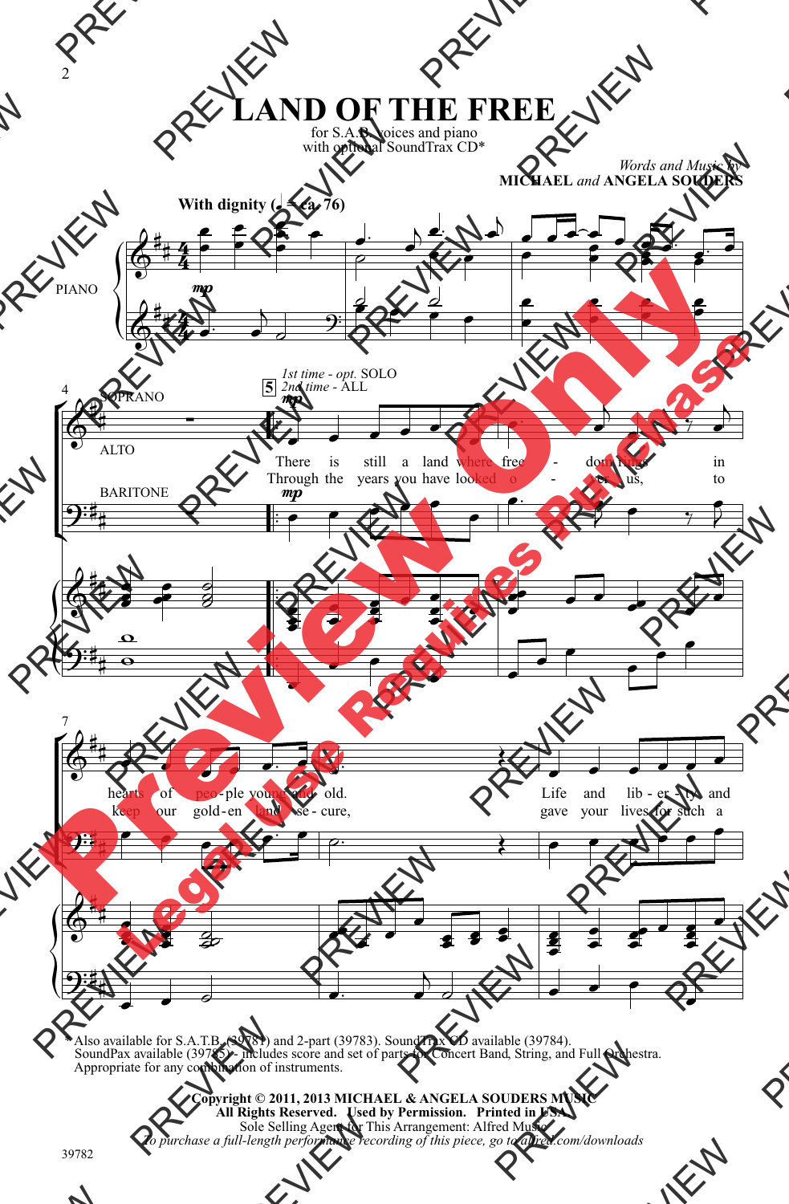# LAND OF THE FREE

for S.A.B. voices and piano
with optional SoundTrax CD*

*Words and Music by*
**MICHAEL** *and* **ANGELA SOUDERS**

**With dignity** (♩ = ca. 76)

PIANO

SOPRANO

ALTO

BARITONE

*1st time - opt.* SOLO
*2nd time* - ALL

There is still a land where free - dom rings in hearts of peo-ple young and old. Life and lib - er - ty and

Through the years you have looked o - ver us, to keep our gold-en land se - cure, gave your lives for such a

\* Also available for S.A.T.B. (39781) and 2-part (39783). SoundTrax CD available (39784).
SoundPax available (39785) - includes score and set of parts for Concert Band, String, and Full Orchestra.
Appropriate for any combination of instruments.

**Copyright © 2011, 2013 MICHAEL & ANGELA SOUDERS MUSIC**
**All Rights Reserved. Used by Permission. Printed in USA.**
Sole Selling Agent for This Arrangement: Alfred Music
*To purchase a full-length performance recording of this piece, go to alfred.com/downloads*

39782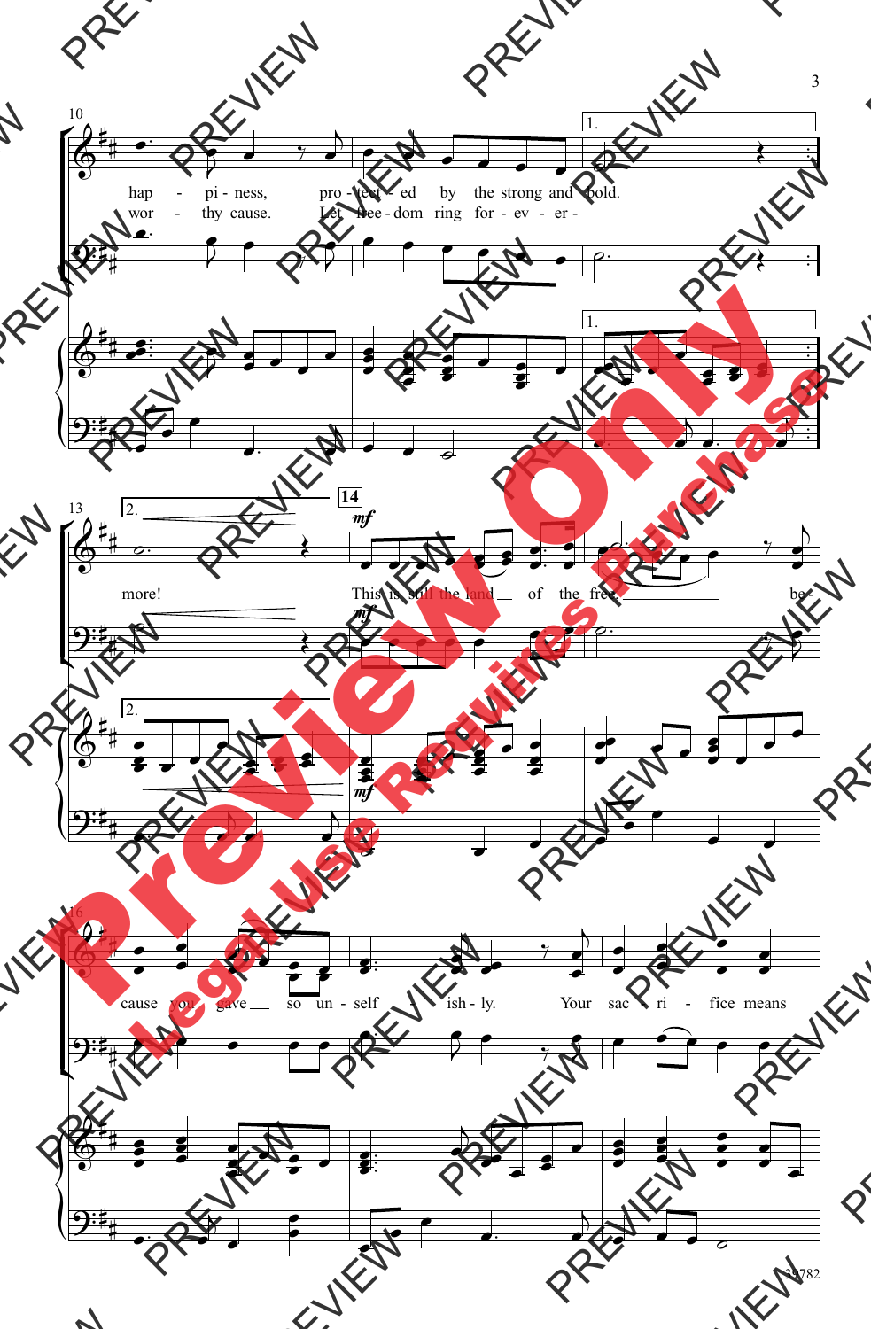10

hap - pi - ness, pro - tect - ed by the strong and bold.

wor - thy cause. Let free - dom ring for - ev - er -

1.

13

2.

more!

14

*mf*

This is still the land of the free, be -

16

cause you gave so un - self ish - ly. Your sac - ri - fice means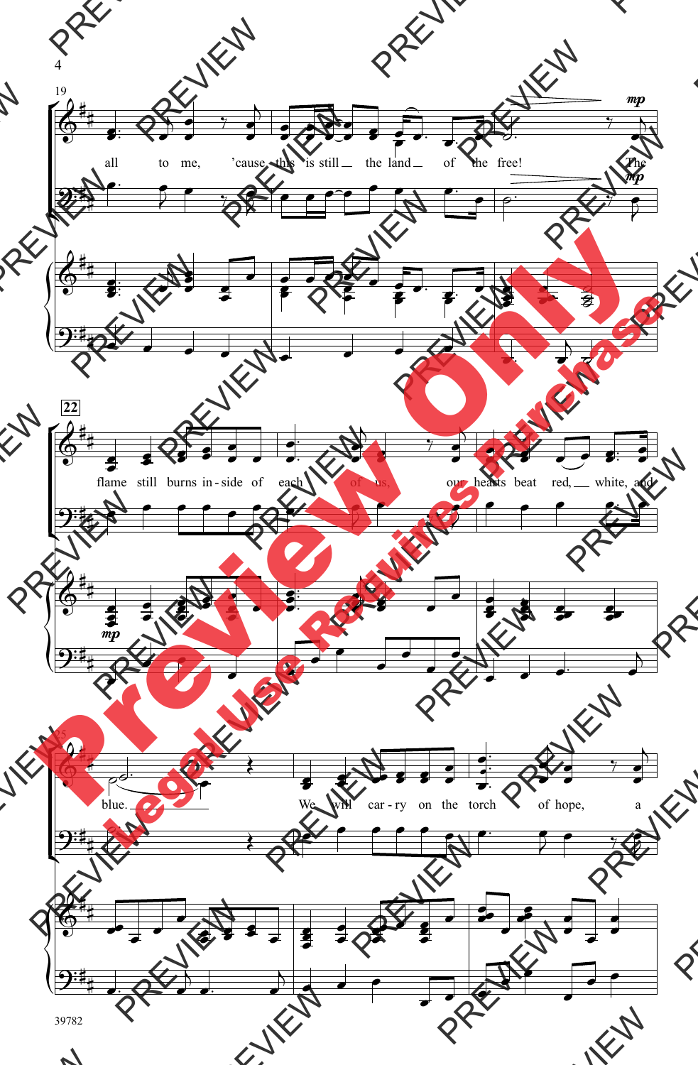19

all to me, 'cause this is still the land of the free! The

*mp*

22

flame still burns in-side of each of us, our hearts beat red, white, and

*mp*

25

blue. We will car-ry on the torch of hope, a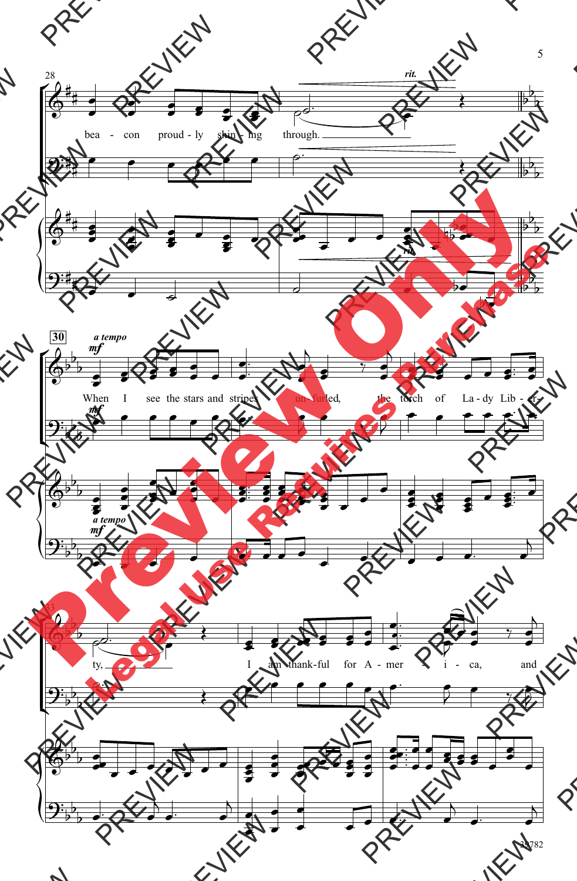28

bea - con proud - ly shin - ing through.

*rit.*

30

*a tempo*

*mf*

When I see the stars and stripes un - furled, the torch of La - dy Lib - er -

ty, I am thank - ful for A - mer - i - ca, and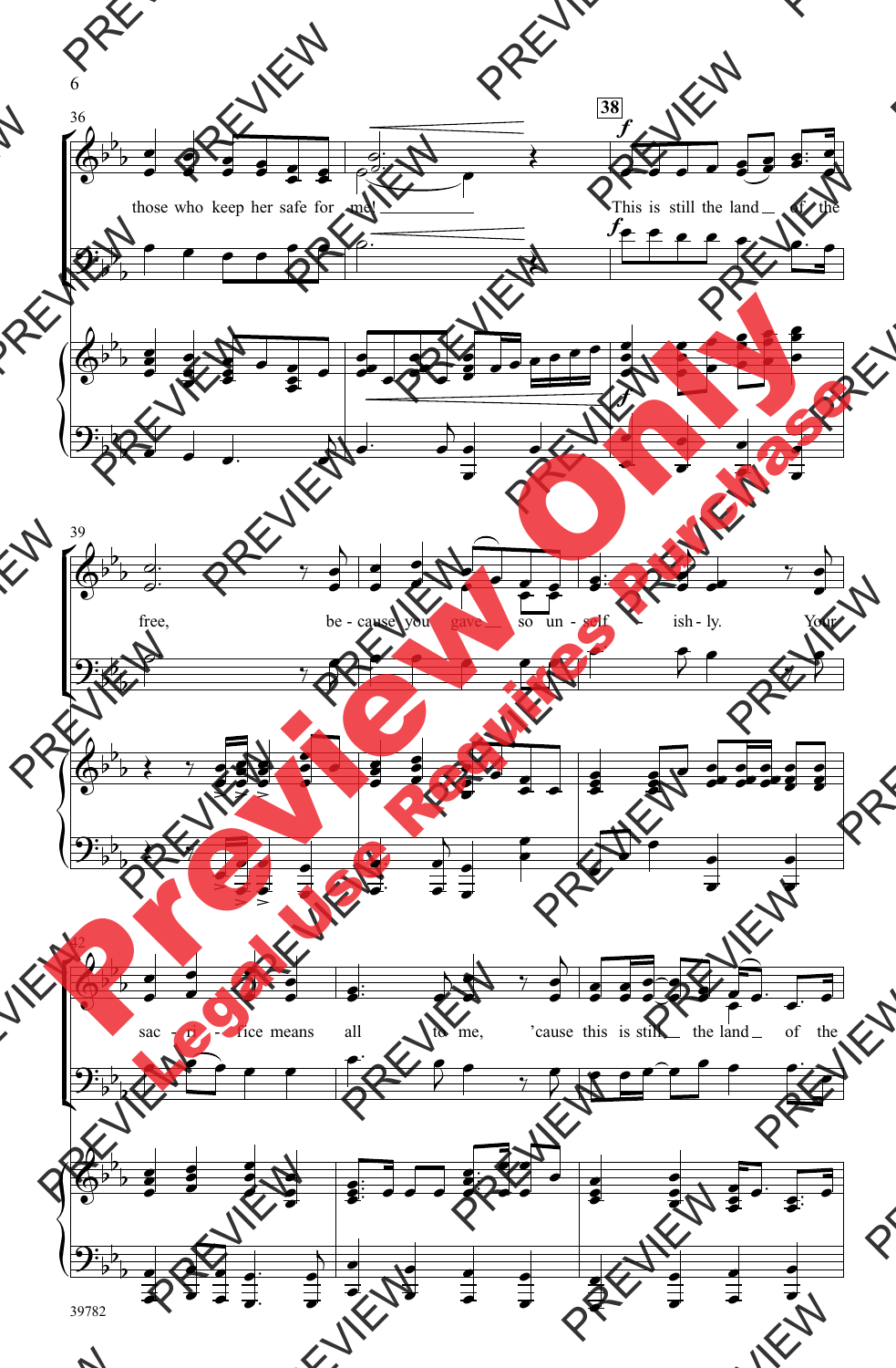36

those who keep her safe for me!

38

*f*

This is still the land of the

39

free, because you gave so un - self - ish - ly. Your

42

sac - ri - fice means all to me, 'cause this is still the land of the

39782